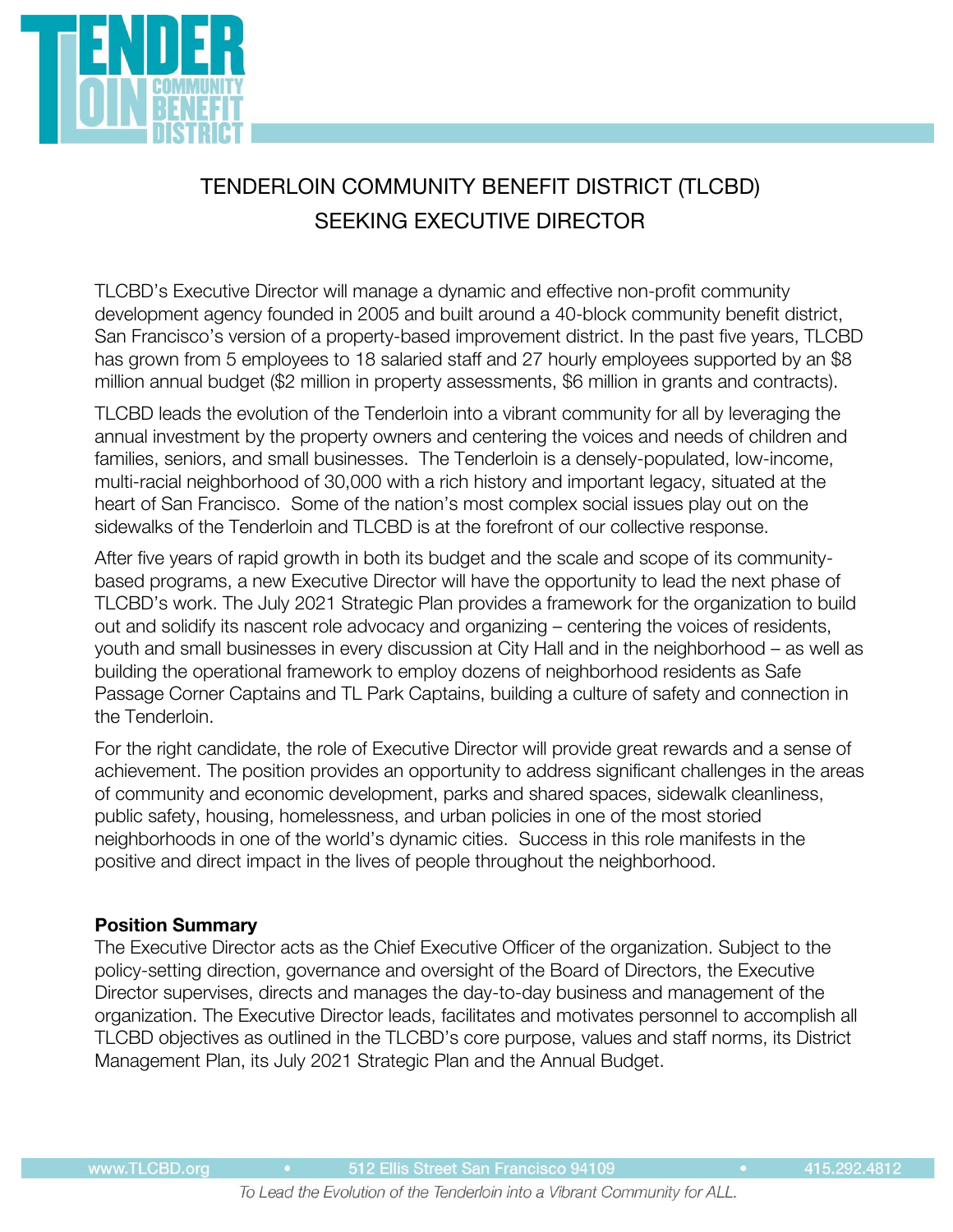# TENDERLOIN COMMUNITY BENEFIT DISTRICT (TLCBD) SEEKING EXECUTIVE DIRECTOR

TLCBD's Executive Director will manage a dynamic and effective non-profit community development agency founded in 2005 and built around a 40-block community benefit district, San Francisco's version of a property-based improvement district. In the past five years, TLCBD has grown from 5 employees to 18 salaried staff and 27 hourly employees supported by an $8 million annual budget ($2 million in property assessments, $6 million in grants and contracts).

TLCBD leads the evolution of the Tenderloin into a vibrant community for all by leveraging the annual investment by the property owners and centering the voices and needs of children and families, seniors, and small businesses. The Tenderloin is a densely-populated, low-income, multi-racial neighborhood of 30,000 with a rich history and important legacy, situated at the heart of San Francisco. Some of the nation's most complex social issues play out on the sidewalks of the Tenderloin and TLCBD is at the forefront of our collective response.

After five years of rapid growth in both its budget and the scale and scope of its community-based programs, a new Executive Director will have the opportunity to lead the next phase of TLCBD's work. The July 2021 Strategic Plan provides a framework for the organization to build out and solidify its nascent role advocacy and organizing – centering the voices of residents, youth and small businesses in every discussion at City Hall and in the neighborhood – as well as building the operational framework to employ dozens of neighborhood residents as Safe Passage Corner Captains and TL Park Captains, building a culture of safety and connection in the Tenderloin.

For the right candidate, the role of Executive Director will provide great rewards and a sense of achievement. The position provides an opportunity to address significant challenges in the areas of community and economic development, parks and shared spaces, sidewalk cleanliness, public safety, housing, homelessness, and urban policies in one of the most storied neighborhoods in one of the world's dynamic cities. Success in this role manifests in the positive and direct impact in the lives of people throughout the neighborhood.

**Position Summary**

The Executive Director acts as the Chief Executive Officer of the organization. Subject to the policy-setting direction, governance and oversight of the Board of Directors, the Executive Director supervises, directs and manages the day-to-day business and management of the organization. The Executive Director leads, facilitates and motivates personnel to accomplish all TLCBD objectives as outlined in the TLCBD's core purpose, values and staff norms, its District Management Plan, its July 2021 Strategic Plan and the Annual Budget.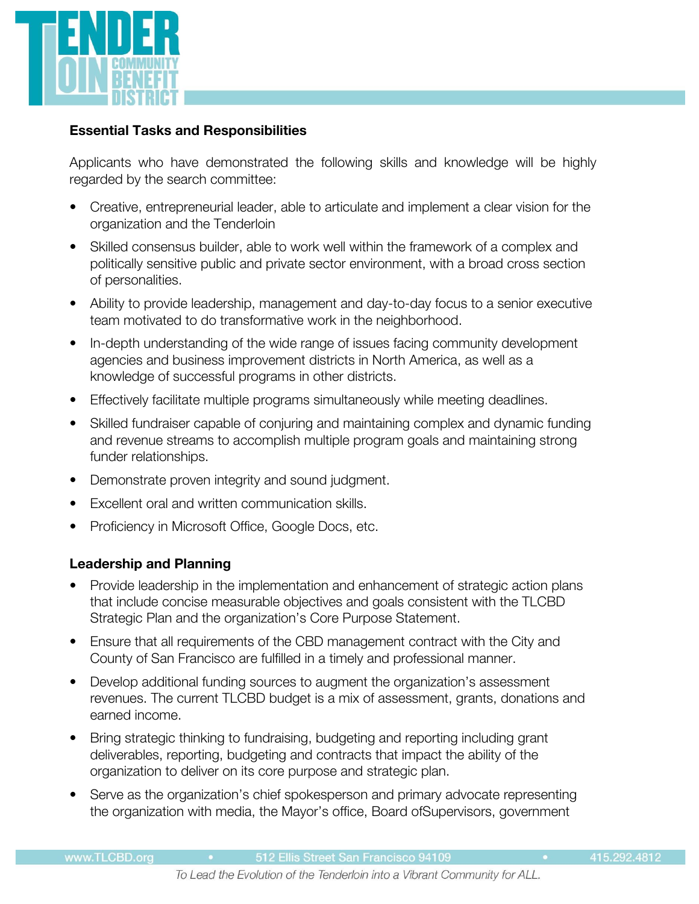**Essential Tasks and Responsibilities**

Applicants who have demonstrated the following skills and knowledge will be highly regarded by the search committee:

- Creative, entrepreneurial leader, able to articulate and implement a clear vision for the organization and the Tenderloin
- Skilled consensus builder, able to work well within the framework of a complex and politically sensitive public and private sector environment, with a broad cross section of personalities.
- Ability to provide leadership, management and day-to-day focus to a senior executive team motivated to do transformative work in the neighborhood.
- In-depth understanding of the wide range of issues facing community development agencies and business improvement districts in North America, as well as a knowledge of successful programs in other districts.
- Effectively facilitate multiple programs simultaneously while meeting deadlines.
- Skilled fundraiser capable of conjuring and maintaining complex and dynamic funding and revenue streams to accomplish multiple program goals and maintaining strong funder relationships.
- Demonstrate proven integrity and sound judgment.
- Excellent oral and written communication skills.
- Proficiency in Microsoft Office, Google Docs, etc.

**Leadership and Planning**

- Provide leadership in the implementation and enhancement of strategic action plans that include concise measurable objectives and goals consistent with the TLCBD Strategic Plan and the organization's Core Purpose Statement.
- Ensure that all requirements of the CBD management contract with the City and County of San Francisco are fulfilled in a timely and professional manner.
- Develop additional funding sources to augment the organization's assessment revenues. The current TLCBD budget is a mix of assessment, grants, donations and earned income.
- Bring strategic thinking to fundraising, budgeting and reporting including grant deliverables, reporting, budgeting and contracts that impact the ability of the organization to deliver on its core purpose and strategic plan.
- Serve as the organization's chief spokesperson and primary advocate representing the organization with media, the Mayor's office, Board ofSupervisors, government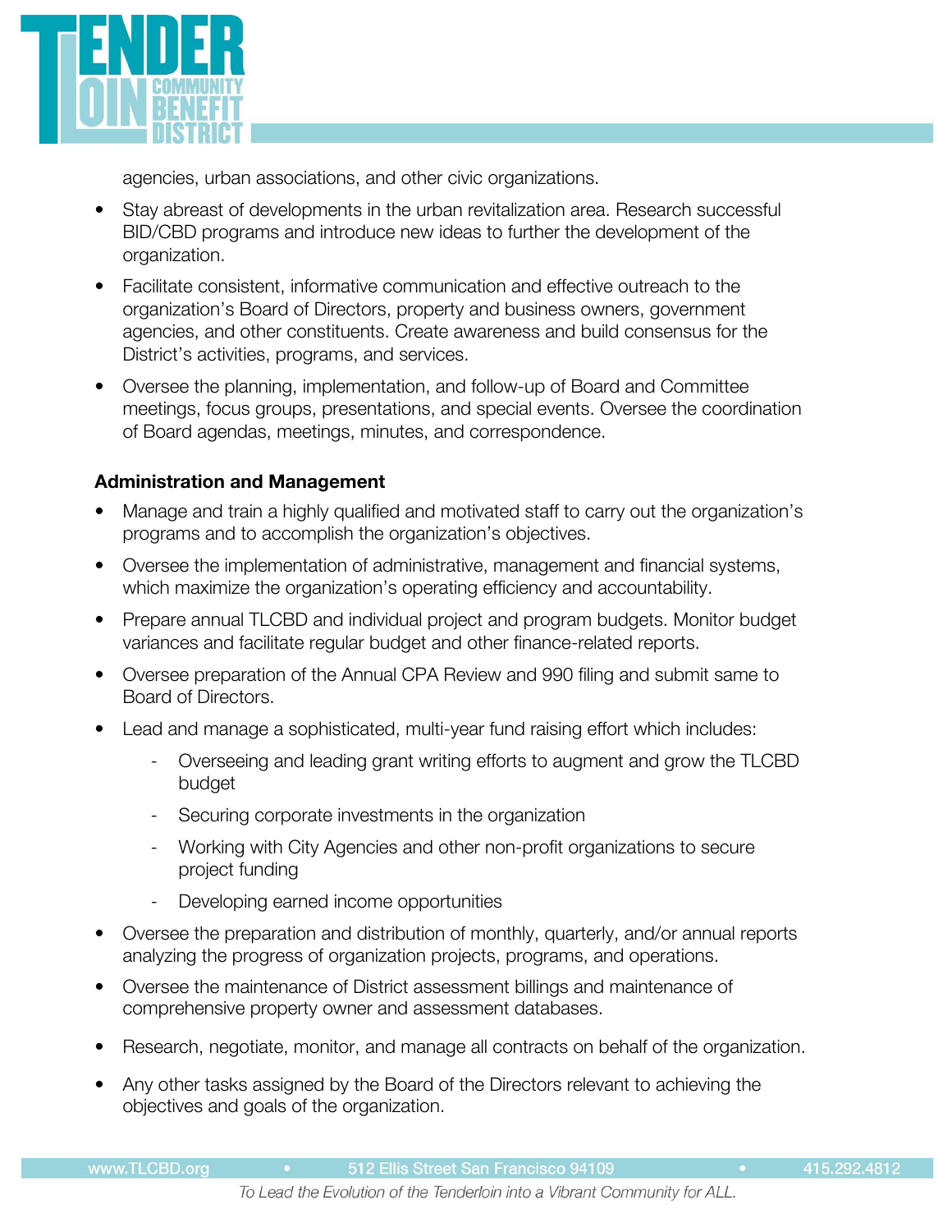agencies, urban associations, and other civic organizations.

- Stay abreast of developments in the urban revitalization area. Research successful BID/CBD programs and introduce new ideas to further the development of the organization.
- Facilitate consistent, informative communication and effective outreach to the organization's Board of Directors, property and business owners, government agencies, and other constituents. Create awareness and build consensus for the District's activities, programs, and services.
- Oversee the planning, implementation, and follow-up of Board and Committee meetings, focus groups, presentations, and special events. Oversee the coordination of Board agendas, meetings, minutes, and correspondence.

**Administration and Management**

- Manage and train a highly qualified and motivated staff to carry out the organization's programs and to accomplish the organization's objectives.
- Oversee the implementation of administrative, management and financial systems, which maximize the organization's operating efficiency and accountability.
- Prepare annual TLCBD and individual project and program budgets. Monitor budget variances and facilitate regular budget and other finance-related reports.
- Oversee preparation of the Annual CPA Review and 990 filing and submit same to Board of Directors.
- Lead and manage a sophisticated, multi-year fund raising effort which includes:
  - Overseeing and leading grant writing efforts to augment and grow the TLCBD budget
  - Securing corporate investments in the organization
  - Working with City Agencies and other non-profit organizations to secure project funding
  - Developing earned income opportunities
- Oversee the preparation and distribution of monthly, quarterly, and/or annual reports analyzing the progress of organization projects, programs, and operations.
- Oversee the maintenance of District assessment billings and maintenance of comprehensive property owner and assessment databases.
- Research, negotiate, monitor, and manage all contracts on behalf of the organization.
- Any other tasks assigned by the Board of the Directors relevant to achieving the objectives and goals of the organization.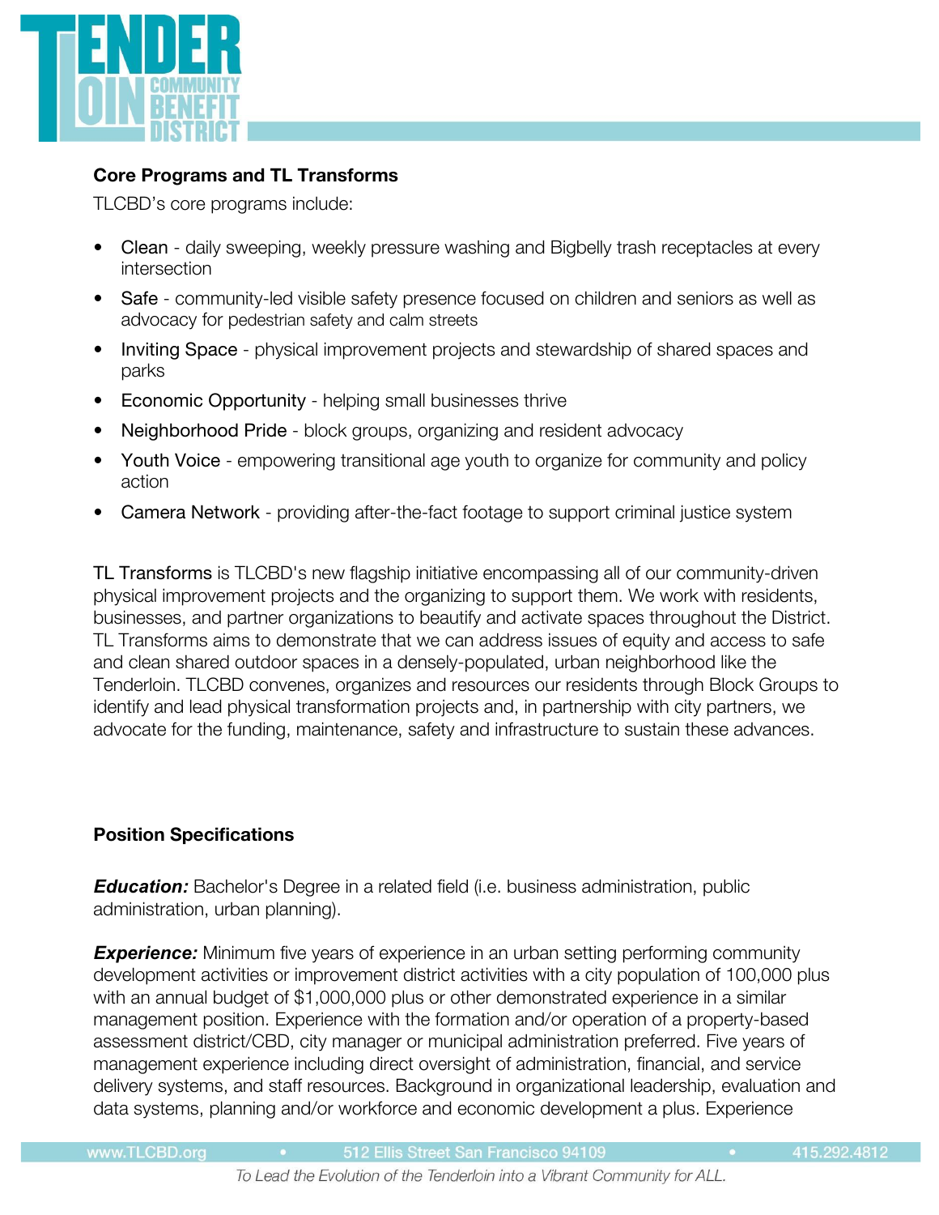**Core Programs and TL Transforms**

TLCBD's core programs include:

- Clean - daily sweeping, weekly pressure washing and Bigbelly trash receptacles at every intersection
- Safe - community-led visible safety presence focused on children and seniors as well as advocacy for pedestrian safety and calm streets
- Inviting Space - physical improvement projects and stewardship of shared spaces and parks
- Economic Opportunity - helping small businesses thrive
- Neighborhood Pride - block groups, organizing and resident advocacy
- Youth Voice - empowering transitional age youth to organize for community and policy action
- Camera Network - providing after-the-fact footage to support criminal justice system

TL Transforms is TLCBD's new flagship initiative encompassing all of our community-driven physical improvement projects and the organizing to support them. We work with residents, businesses, and partner organizations to beautify and activate spaces throughout the District. TL Transforms aims to demonstrate that we can address issues of equity and access to safe and clean shared outdoor spaces in a densely-populated, urban neighborhood like the Tenderloin. TLCBD convenes, organizes and resources our residents through Block Groups to identify and lead physical transformation projects and, in partnership with city partners, we advocate for the funding, maintenance, safety and infrastructure to sustain these advances.

**Position Specifications**

***Education:*** Bachelor's Degree in a related field (i.e. business administration, public administration, urban planning).

***Experience:*** Minimum five years of experience in an urban setting performing community development activities or improvement district activities with a city population of 100,000 plus with an annual budget of $1,000,000 plus or other demonstrated experience in a similar management position. Experience with the formation and/or operation of a property-based assessment district/CBD, city manager or municipal administration preferred. Five years of management experience including direct oversight of administration, financial, and service delivery systems, and staff resources. Background in organizational leadership, evaluation and data systems, planning and/or workforce and economic development a plus. Experience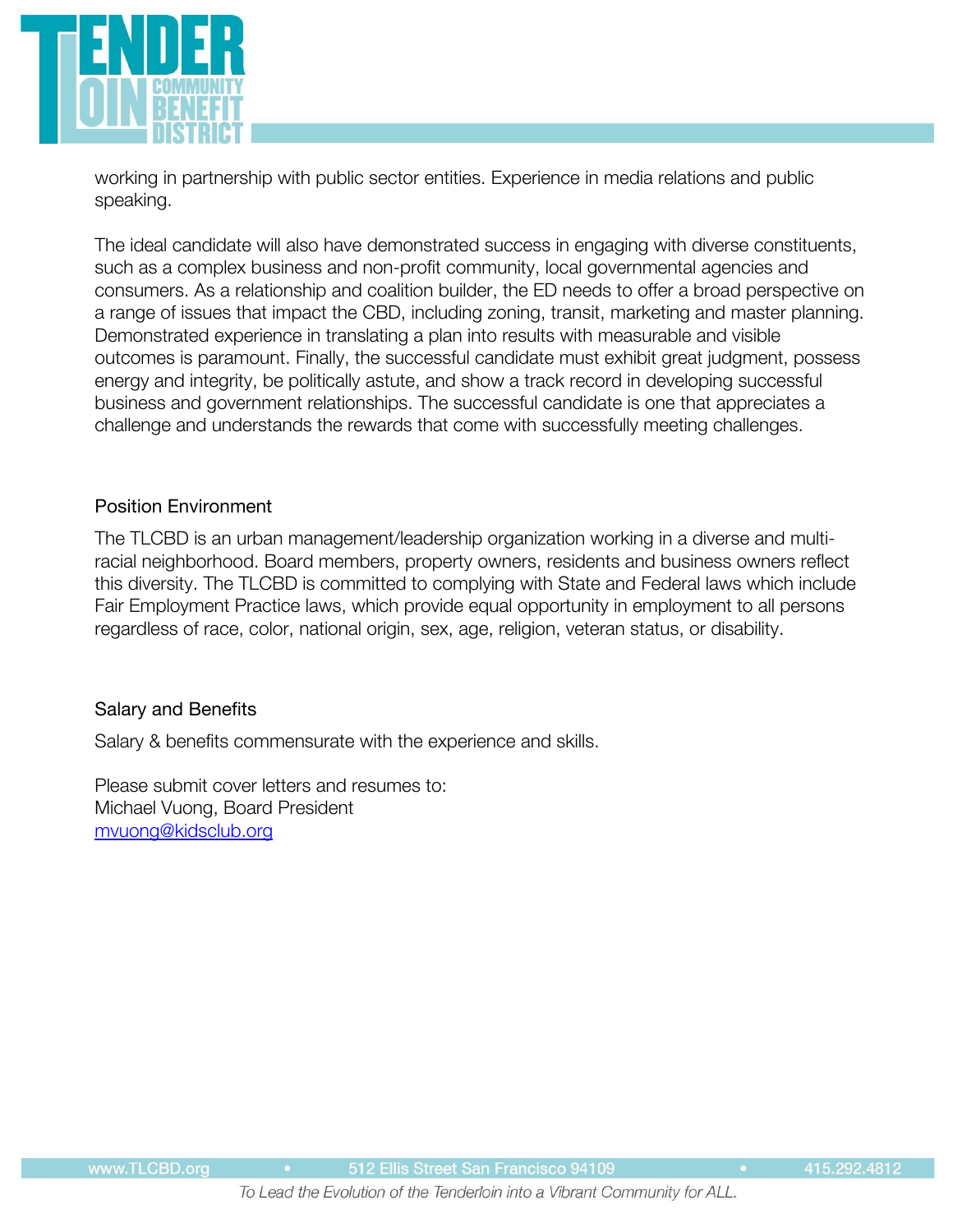working in partnership with public sector entities. Experience in media relations and public speaking.

The ideal candidate will also have demonstrated success in engaging with diverse constituents, such as a complex business and non-profit community, local governmental agencies and consumers. As a relationship and coalition builder, the ED needs to offer a broad perspective on a range of issues that impact the CBD, including zoning, transit, marketing and master planning. Demonstrated experience in translating a plan into results with measurable and visible outcomes is paramount. Finally, the successful candidate must exhibit great judgment, possess energy and integrity, be politically astute, and show a track record in developing successful business and government relationships. The successful candidate is one that appreciates a challenge and understands the rewards that come with successfully meeting challenges.

## Position Environment

The TLCBD is an urban management/leadership organization working in a diverse and multi-racial neighborhood. Board members, property owners, residents and business owners reflect this diversity. The TLCBD is committed to complying with State and Federal laws which include Fair Employment Practice laws, which provide equal opportunity in employment to all persons regardless of race, color, national origin, sex, age, religion, veteran status, or disability.

## Salary and Benefits

Salary & benefits commensurate with the experience and skills.

Please submit cover letters and resumes to:
Michael Vuong, Board President
mvuong@kidsclub.org